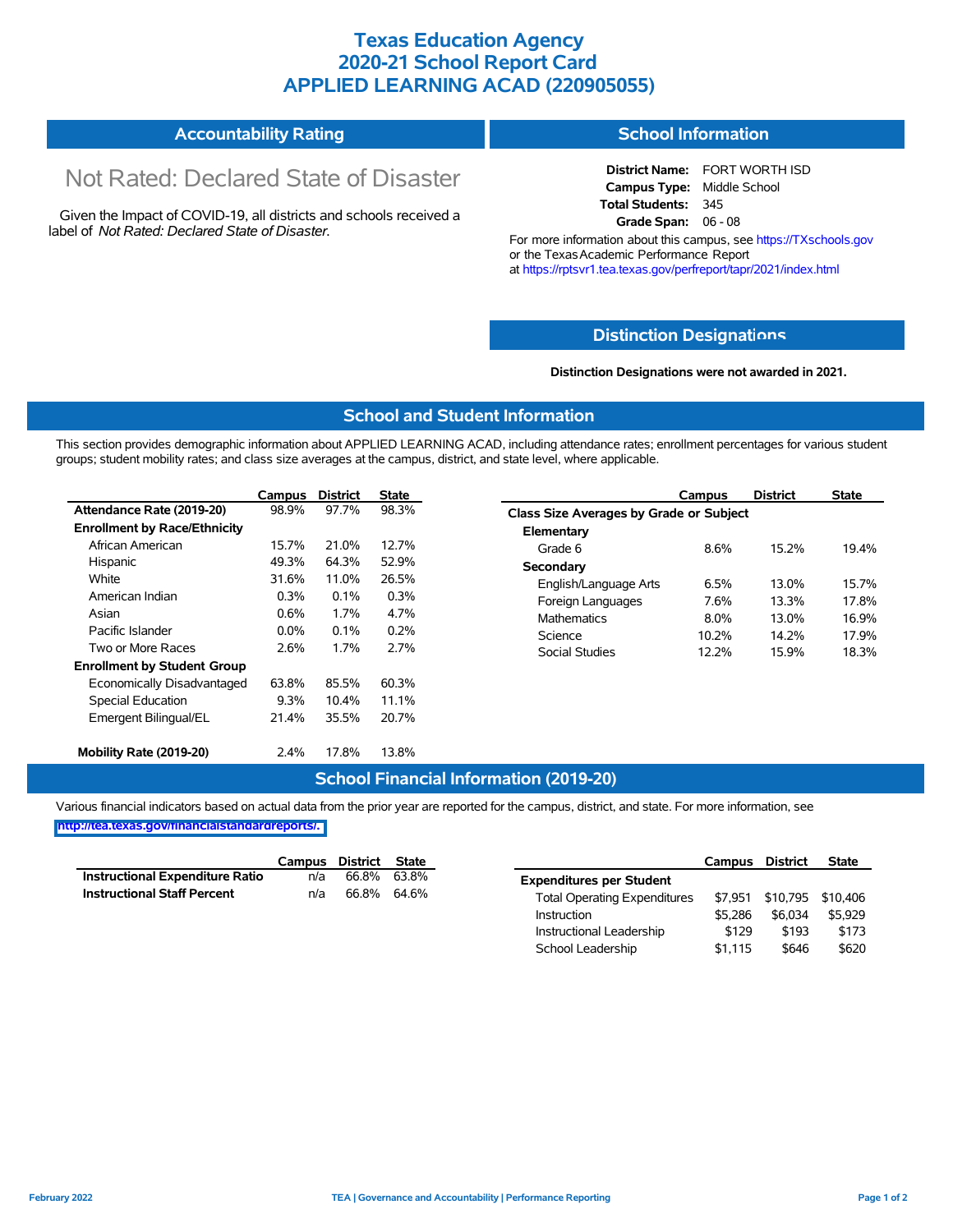# Texas Education Agency
# 2020-21 School Report Card
# APPLIED LEARNING ACAD (220905055)

## Accountability Rating

Not Rated: Declared State of Disaster

Given the Impact of COVID-19, all districts and schools received a label of *Not Rated: Declared State of Disaster*.

## School Information

**District Name:** FORT WORTH ISD
**Campus Type:** Middle School
**Total Students:** 345
**Grade Span:** 06 - 08

For more information about this campus, see https://TXschools.gov or the Texas Academic Performance Report at https://rptsvr1.tea.texas.gov/perfreport/tapr/2021/index.html

## Distinction Designations

**Distinction Designations were not awarded in 2021.**

## School and Student Information

This section provides demographic information about APPLIED LEARNING ACAD, including attendance rates; enrollment percentages for various student groups; student mobility rates; and class size averages at the campus, district, and state level, where applicable.

| | Campus | District | State |
|---|---|---|---|
| **Attendance Rate (2019-20)** | 98.9% | 97.7% | 98.3% |
| **Enrollment by Race/Ethnicity** | | | |
| African American | 15.7% | 21.0% | 12.7% |
| Hispanic | 49.3% | 64.3% | 52.9% |
| White | 31.6% | 11.0% | 26.5% |
| American Indian | 0.3% | 0.1% | 0.3% |
| Asian | 0.6% | 1.7% | 4.7% |
| Pacific Islander | 0.0% | 0.1% | 0.2% |
| Two or More Races | 2.6% | 1.7% | 2.7% |
| **Enrollment by Student Group** | | | |
| Economically Disadvantaged | 63.8% | 85.5% | 60.3% |
| Special Education | 9.3% | 10.4% | 11.1% |
| Emergent Bilingual/EL | 21.4% | 35.5% | 20.7% |
| **Mobility Rate (2019-20)** | 2.4% | 17.8% | 13.8% |

| | Campus | District | State |
|---|---|---|---|
| **Class Size Averages by Grade or Subject** | | | |
| **Elementary** | | | |
| Grade 6 | 8.6% | 15.2% | 19.4% |
| **Secondary** | | | |
| English/Language Arts | 6.5% | 13.0% | 15.7% |
| Foreign Languages | 7.6% | 13.3% | 17.8% |
| Mathematics | 8.0% | 13.0% | 16.9% |
| Science | 10.2% | 14.2% | 17.9% |
| Social Studies | 12.2% | 15.9% | 18.3% |

## School Financial Information (2019-20)

Various financial indicators based on actual data from the prior year are reported for the campus, district, and state. For more information, see http://tea.texas.gov/financialstandardreports/.

| | Campus | District | State |
|---|---|---|---|
| **Instructional Expenditure Ratio** | n/a | 66.8% | 63.8% |
| **Instructional Staff Percent** | n/a | 66.8% | 64.6% |

| | Campus | District | State |
|---|---|---|---|
| **Expenditures per Student** | | | |
| Total Operating Expenditures | $7,951 | $10,795 | $10,406 |
| Instruction | $5,286 | $6,034 | $5,929 |
| Instructional Leadership | $129 | $193 | $173 |
| School Leadership | $1,115 | $646 | $620 |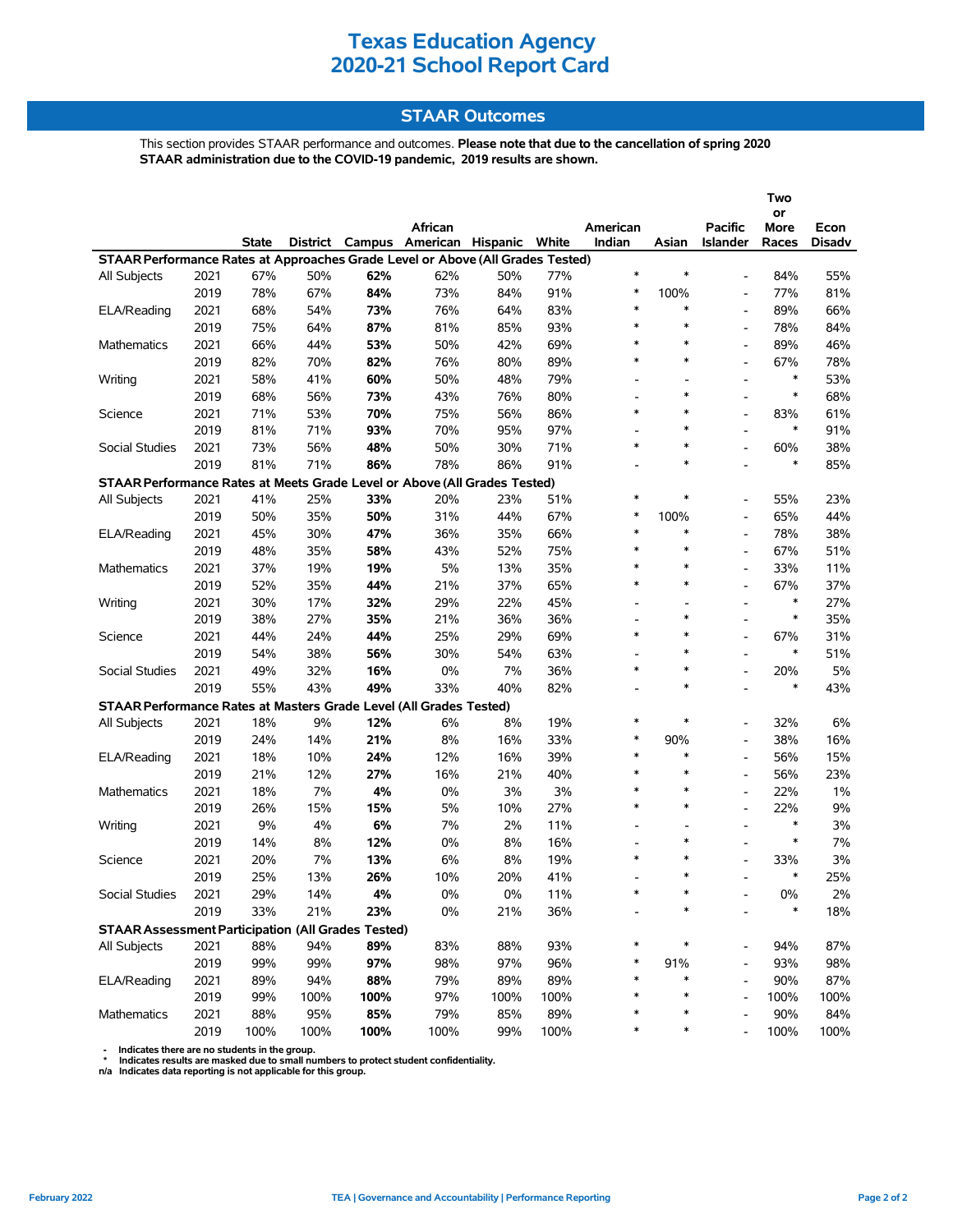# Texas Education Agency
# 2020-21 School Report Card

## STAAR Outcomes

This section provides STAAR performance and outcomes. **Please note that due to the cancellation of spring 2020 STAAR administration due to the COVID-19 pandemic, 2019 results are shown.**

| | | State | District | Campus | African American | Hispanic | White | American Indian | Asian | Pacific Islander | Two or More Races | Econ Disadv |
|---|---|---|---|---|---|---|---|---|---|---|---|---|
| **STAAR Performance Rates at Approaches Grade Level or Above (All Grades Tested)** | | | | | | | | | | | | |
| All Subjects | 2021 | 67% | 50% | **62%** | 62% | 50% | 77% | * | * | - | 84% | 55% |
| | 2019 | 78% | 67% | **84%** | 73% | 84% | 91% | * | 100% | - | 77% | 81% |
| ELA/Reading | 2021 | 68% | 54% | **73%** | 76% | 64% | 83% | * | * | - | 89% | 66% |
| | 2019 | 75% | 64% | **87%** | 81% | 85% | 93% | * | * | - | 78% | 84% |
| Mathematics | 2021 | 66% | 44% | **53%** | 50% | 42% | 69% | * | * | - | 89% | 46% |
| | 2019 | 82% | 70% | **82%** | 76% | 80% | 89% | * | * | - | 67% | 78% |
| Writing | 2021 | 58% | 41% | **60%** | 50% | 48% | 79% | - | - | - | * | 53% |
| | 2019 | 68% | 56% | **73%** | 43% | 76% | 80% | - | * | - | * | 68% |
| Science | 2021 | 71% | 53% | **70%** | 75% | 56% | 86% | * | * | - | 83% | 61% |
| | 2019 | 81% | 71% | **93%** | 70% | 95% | 97% | - | * | - | * | 91% |
| Social Studies | 2021 | 73% | 56% | **48%** | 50% | 30% | 71% | * | * | - | 60% | 38% |
| | 2019 | 81% | 71% | **86%** | 78% | 86% | 91% | - | * | - | * | 85% |
| **STAAR Performance Rates at Meets Grade Level or Above (All Grades Tested)** | | | | | | | | | | | | |
| All Subjects | 2021 | 41% | 25% | **33%** | 20% | 23% | 51% | * | * | - | 55% | 23% |
| | 2019 | 50% | 35% | **50%** | 31% | 44% | 67% | * | 100% | - | 65% | 44% |
| ELA/Reading | 2021 | 45% | 30% | **47%** | 36% | 35% | 66% | * | * | - | 78% | 38% |
| | 2019 | 48% | 35% | **58%** | 43% | 52% | 75% | * | * | - | 67% | 51% |
| Mathematics | 2021 | 37% | 19% | **19%** | 5% | 13% | 35% | * | * | - | 33% | 11% |
| | 2019 | 52% | 35% | **44%** | 21% | 37% | 65% | * | * | - | 67% | 37% |
| Writing | 2021 | 30% | 17% | **32%** | 29% | 22% | 45% | - | - | - | * | 27% |
| | 2019 | 38% | 27% | **35%** | 21% | 36% | 36% | - | * | - | * | 35% |
| Science | 2021 | 44% | 24% | **44%** | 25% | 29% | 69% | * | * | - | 67% | 31% |
| | 2019 | 54% | 38% | **56%** | 30% | 54% | 63% | - | * | - | * | 51% |
| Social Studies | 2021 | 49% | 32% | **16%** | 0% | 7% | 36% | * | * | - | 20% | 5% |
| | 2019 | 55% | 43% | **49%** | 33% | 40% | 82% | - | * | - | * | 43% |
| **STAAR Performance Rates at Masters Grade Level (All Grades Tested)** | | | | | | | | | | | | |
| All Subjects | 2021 | 18% | 9% | **12%** | 6% | 8% | 19% | * | * | - | 32% | 6% |
| | 2019 | 24% | 14% | **21%** | 8% | 16% | 33% | * | 90% | - | 38% | 16% |
| ELA/Reading | 2021 | 18% | 10% | **24%** | 12% | 16% | 39% | * | * | - | 56% | 15% |
| | 2019 | 21% | 12% | **27%** | 16% | 21% | 40% | * | * | - | 56% | 23% |
| Mathematics | 2021 | 18% | 7% | **4%** | 0% | 3% | 3% | * | * | - | 22% | 1% |
| | 2019 | 26% | 15% | **15%** | 5% | 10% | 27% | * | * | - | 22% | 9% |
| Writing | 2021 | 9% | 4% | **6%** | 7% | 2% | 11% | - | - | - | * | 3% |
| | 2019 | 14% | 8% | **12%** | 0% | 8% | 16% | - | * | - | * | 7% |
| Science | 2021 | 20% | 7% | **13%** | 6% | 8% | 19% | * | * | - | 33% | 3% |
| | 2019 | 25% | 13% | **26%** | 10% | 20% | 41% | - | * | - | * | 25% |
| Social Studies | 2021 | 29% | 14% | **4%** | 0% | 0% | 11% | * | * | - | 0% | 2% |
| | 2019 | 33% | 21% | **23%** | 0% | 21% | 36% | - | * | - | * | 18% |
| **STAAR Assessment Participation (All Grades Tested)** | | | | | | | | | | | | |
| All Subjects | 2021 | 88% | 94% | **89%** | 83% | 88% | 93% | * | * | - | 94% | 87% |
| | 2019 | 99% | 99% | **97%** | 98% | 97% | 96% | * | 91% | - | 93% | 98% |
| ELA/Reading | 2021 | 89% | 94% | **88%** | 79% | 89% | 89% | * | * | - | 90% | 87% |
| | 2019 | 99% | 100% | **100%** | 97% | 100% | 100% | * | * | - | 100% | 100% |
| Mathematics | 2021 | 88% | 95% | **85%** | 79% | 85% | 89% | * | * | - | 90% | 84% |
| | 2019 | 100% | 100% | **100%** | 100% | 99% | 100% | * | * | - | 100% | 100% |

- \- Indicates there are no students in the group.
- \* Indicates results are masked due to small numbers to protect student confidentiality.
- n/a Indicates data reporting is not applicable for this group.